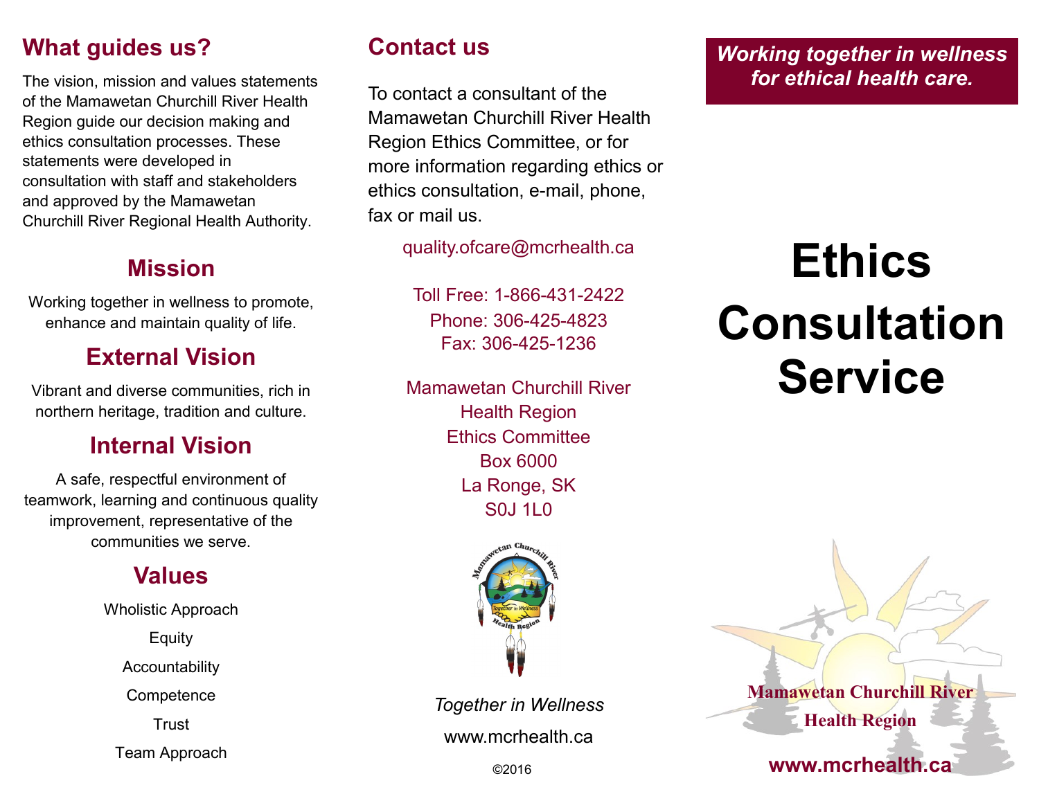## What guides us?

The vision, mission and values statements of the Mamawetan Churchill River Health Region guide our decision making and ethics consultation processes. These statements were developed in consultation with staff and stakeholders and approved by the Mamawetan Churchill River Regional Health Authority.

### Mission

Working together in wellness to promote, enhance and maintain quality of life.

### External Vision

Vibrant and diverse communities, rich in northern heritage, tradition and culture.

### Internal Vision

A safe, respectful environment of teamwork, learning and continuous quality improvement, representative of the communities we serve.

### Values

Wholistic Approach

Equity

Accountability

Competence

Trust

Team Approach

## Contact us

To contact a consultant of the Mamawetan Churchill River Health Region Ethics Committee, or for more information regarding ethics or ethics consultation, e-mail, phone, fax or mail us.

quality.ofcare@mcrhealth.ca

Toll Free: 1-866-431-2422
Phone: 306-425-4823
Fax: 306-425-1236

Mamawetan Churchill River
Health Region
Ethics Committee
Box 6000
La Ronge, SK
S0J 1L0

*Together in Wellness*

www.mcrhealth.ca

©2016

***Working together in wellness for ethical health care.***

# Ethics Consultation Service

**Mamawetan Churchill River Health Region**

**www.mcrhealth.ca**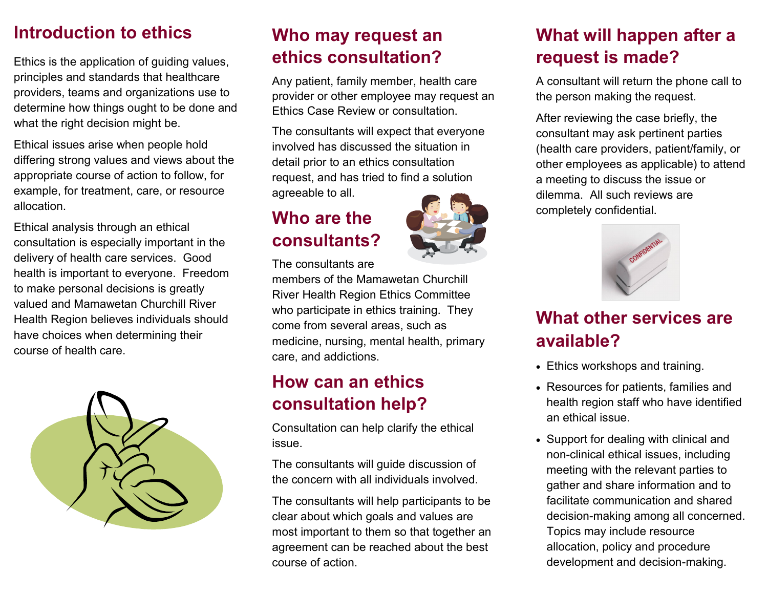## Introduction to ethics

Ethics is the application of guiding values, principles and standards that healthcare providers, teams and organizations use to determine how things ought to be done and what the right decision might be.

Ethical issues arise when people hold differing strong values and views about the appropriate course of action to follow, for example, for treatment, care, or resource allocation.

Ethical analysis through an ethical consultation is especially important in the delivery of health care services. Good health is important to everyone. Freedom to make personal decisions is greatly valued and Mamawetan Churchill River Health Region believes individuals should have choices when determining their course of health care.

## Who may request an ethics consultation?

Any patient, family member, health care provider or other employee may request an Ethics Case Review or consultation.

The consultants will expect that everyone involved has discussed the situation in detail prior to an ethics consultation request, and has tried to find a solution agreeable to all.

## Who are the consultants?

The consultants are members of the Mamawetan Churchill River Health Region Ethics Committee who participate in ethics training. They come from several areas, such as medicine, nursing, mental health, primary care, and addictions.

## How can an ethics consultation help?

Consultation can help clarify the ethical issue.

The consultants will guide discussion of the concern with all individuals involved.

The consultants will help participants to be clear about which goals and values are most important to them so that together an agreement can be reached about the best course of action.

## What will happen after a request is made?

A consultant will return the phone call to the person making the request.

After reviewing the case briefly, the consultant may ask pertinent parties (health care providers, patient/family, or other employees as applicable) to attend a meeting to discuss the issue or dilemma. All such reviews are completely confidential.

## What other services are available?

- Ethics workshops and training.
- Resources for patients, families and health region staff who have identified an ethical issue.
- Support for dealing with clinical and non-clinical ethical issues, including meeting with the relevant parties to gather and share information and to facilitate communication and shared decision-making among all concerned. Topics may include resource allocation, policy and procedure development and decision-making.